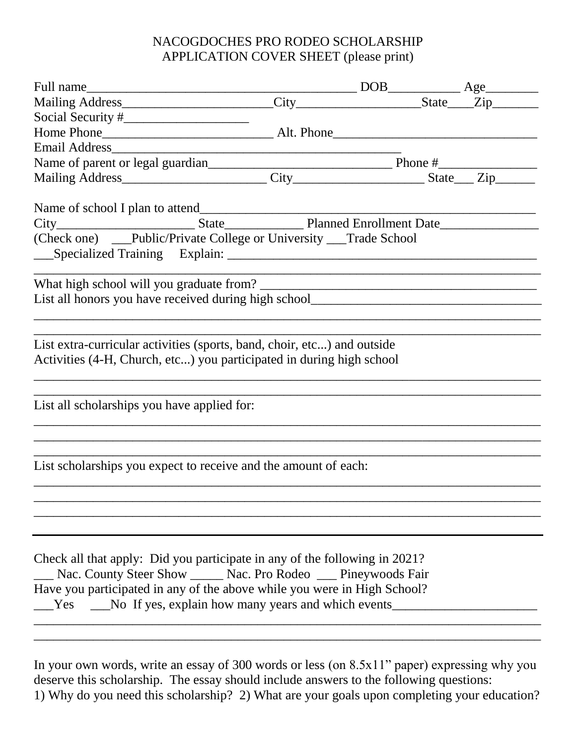# NACOGDOCHES PRO RODEO SCHOLARSHIP
## APPLICATION COVER SHEET (please print)

Full name__________________________________________ DOB___________ Age________
Mailing Address_______________________City___________________State____Zip_______
Social Security #___________________
Home Phone_________________________ Alt. Phone_______________________________
Email Address_____________________________________________
Name of parent or legal guardian____________________________ Phone #_______________
Mailing Address_____________________ City____________________ State___ Zip______

Name of school I plan to attend_____________________________________________________
City_____________________ State____________ Planned Enrollment Date_______________
(Check one) ___Public/Private College or University ___Trade School
___Specialized Training Explain: __________________________________________________
_______________________________________________________________________________

What high school will you graduate from? __________________________________________
List all honors you have received during high school___________________________________
_______________________________________________________________________________
_______________________________________________________________________________

List extra-curricular activities (sports, band, choir, etc...) and outside
Activities (4-H, Church, etc...) you participated in during high school
_______________________________________________________________________________
_______________________________________________________________________________

List all scholarships you have applied for:
_______________________________________________________________________________
_______________________________________________________________________________
_______________________________________________________________________________

List scholarships you expect to receive and the amount of each:
_______________________________________________________________________________
_______________________________________________________________________________
_______________________________________________________________________________

---

Check all that apply: Did you participate in any of the following in 2021?
___ Nac. County Steer Show _____ Nac. Pro Rodeo ___ Pineywoods Fair
Have you participated in any of the above while you were in High School?
___Yes ___No If yes, explain how many years and which events______________________
_______________________________________________________________________________
_______________________________________________________________________________

In your own words, write an essay of 300 words or less (on 8.5x11" paper) expressing why you deserve this scholarship. The essay should include answers to the following questions:
1) Why do you need this scholarship? 2) What are your goals upon completing your education?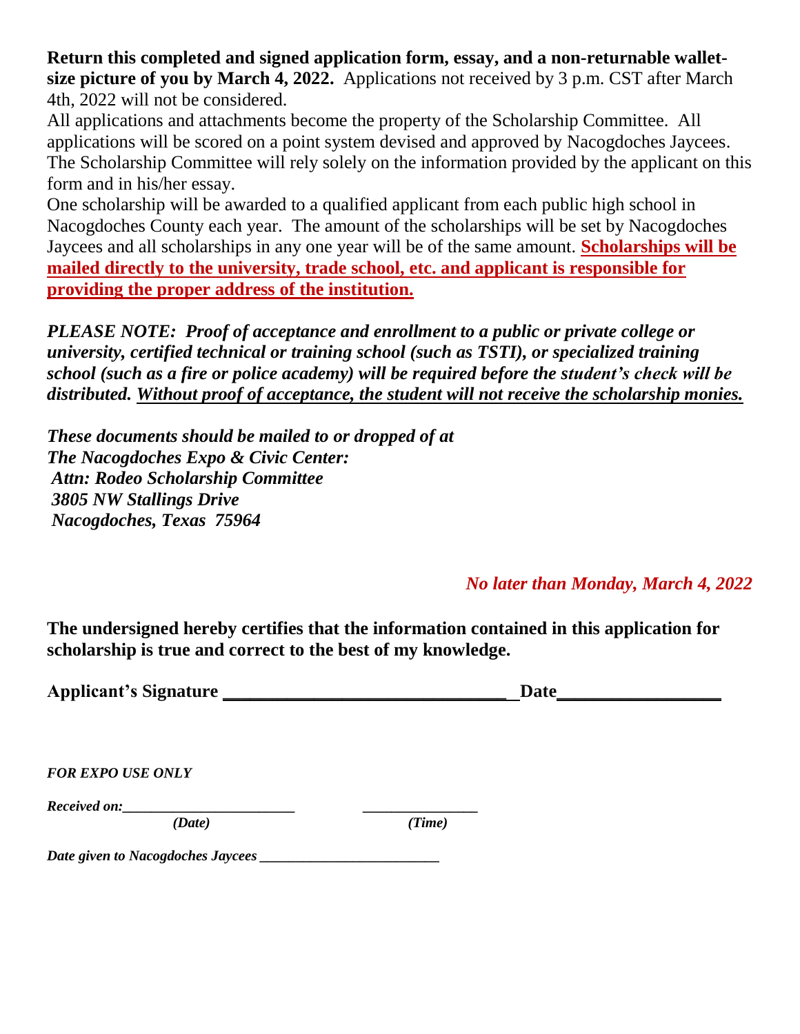**Return this completed and signed application form, essay, and a non-returnable wallet-size picture of you by March 4, 2022.** Applications not received by 3 p.m. CST after March 4th, 2022 will not be considered.

All applications and attachments become the property of the Scholarship Committee. All applications will be scored on a point system devised and approved by Nacogdoches Jaycees. The Scholarship Committee will rely solely on the information provided by the applicant on this form and in his/her essay.

One scholarship will be awarded to a qualified applicant from each public high school in Nacogdoches County each year. The amount of the scholarships will be set by Nacogdoches Jaycees and all scholarships in any one year will be of the same amount. **Scholarships will be mailed directly to the university, trade school, etc. and applicant is responsible for providing the proper address of the institution.**

***PLEASE NOTE: Proof of acceptance and enrollment to a public or private college or university, certified technical or training school (such as TSTI), or specialized training school (such as a fire or police academy) will be required before the student's check will be distributed. Without proof of acceptance, the student will not receive the scholarship monies.***

***These documents should be mailed to or dropped of at***
***The Nacogdoches Expo & Civic Center:***
***Attn: Rodeo Scholarship Committee***
***3805 NW Stallings Drive***
***Nacogdoches, Texas 75964***

*No later than Monday, March 4, 2022*

**The undersigned hereby certifies that the information contained in this application for scholarship is true and correct to the best of my knowledge.**

**Applicant's Signature ______________________________ Date_________________**

***FOR EXPO USE ONLY***

***Received on:_______________________ _______________***
***(Date) (Time)***

***Date given to Nacogdoches Jaycees _______________________***